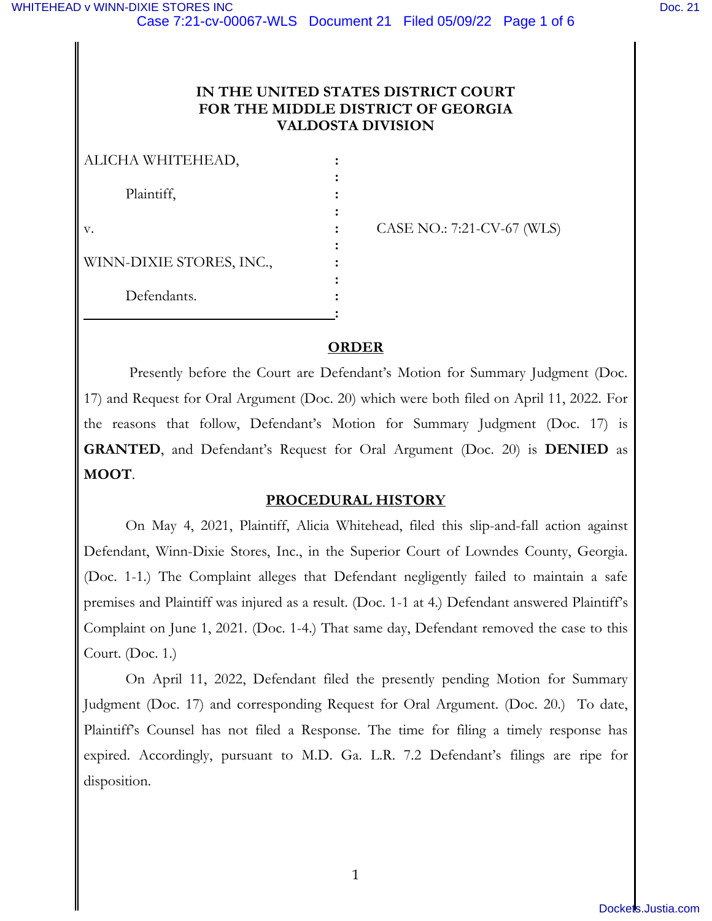**IN THE UNITED STATES DISTRICT COURT
FOR THE MIDDLE DISTRICT OF GEORGIA
VALDOSTA DIVISION**

| | | |
|---|---|---|
| ALICHA WHITEHEAD, | : | |
| Plaintiff, | : | |
| v. | : | CASE NO.: 7:21-CV-67 (WLS) |
| WINN-DIXIE STORES, INC., | : | |
| Defendants. | : | |

**ORDER**

Presently before the Court are Defendant's Motion for Summary Judgment (Doc. 17) and Request for Oral Argument (Doc. 20) which were both filed on April 11, 2022. For the reasons that follow, Defendant's Motion for Summary Judgment (Doc. 17) is **GRANTED**, and Defendant's Request for Oral Argument (Doc. 20) is **DENIED** as **MOOT**.

**PROCEDURAL HISTORY**

On May 4, 2021, Plaintiff, Alicia Whitehead, filed this slip-and-fall action against Defendant, Winn-Dixie Stores, Inc., in the Superior Court of Lowndes County, Georgia. (Doc. 1-1.) The Complaint alleges that Defendant negligently failed to maintain a safe premises and Plaintiff was injured as a result. (Doc. 1-1 at 4.) Defendant answered Plaintiff's Complaint on June 1, 2021. (Doc. 1-4.) That same day, Defendant removed the case to this Court. (Doc. 1.)

On April 11, 2022, Defendant filed the presently pending Motion for Summary Judgment (Doc. 17) and corresponding Request for Oral Argument. (Doc. 20.) To date, Plaintiff's Counsel has not filed a Response. The time for filing a timely response has expired. Accordingly, pursuant to M.D. Ga. L.R. 7.2 Defendant's filings are ripe for disposition.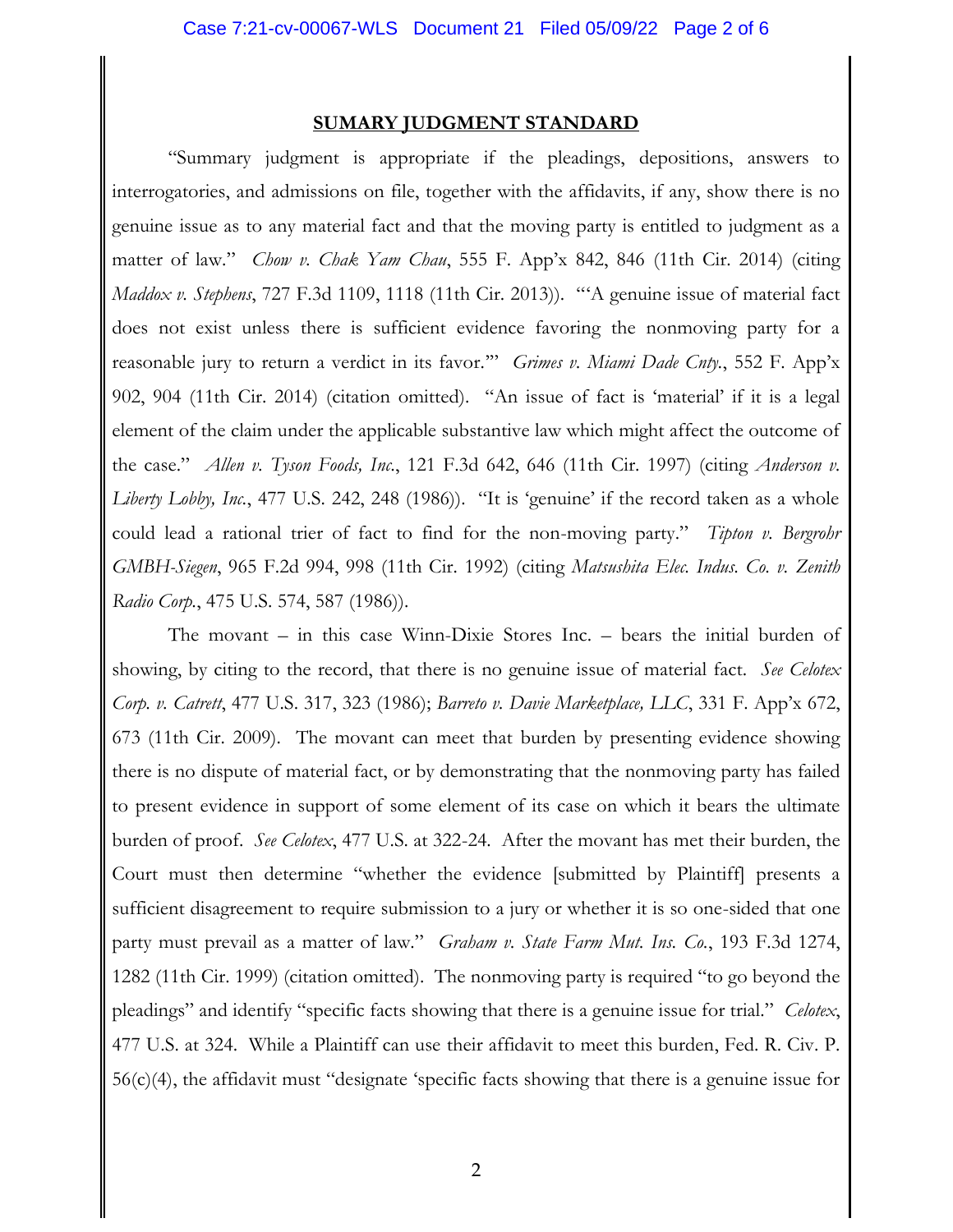## SUMARY JUDGMENT STANDARD

"Summary judgment is appropriate if the pleadings, depositions, answers to interrogatories, and admissions on file, together with the affidavits, if any, show there is no genuine issue as to any material fact and that the moving party is entitled to judgment as a matter of law." *Chow v. Chak Yam Chau*, 555 F. App'x 842, 846 (11th Cir. 2014) (citing *Maddox v. Stephens*, 727 F.3d 1109, 1118 (11th Cir. 2013)). "'A genuine issue of material fact does not exist unless there is sufficient evidence favoring the nonmoving party for a reasonable jury to return a verdict in its favor.'" *Grimes v. Miami Dade Cnty.*, 552 F. App'x 902, 904 (11th Cir. 2014) (citation omitted). "An issue of fact is 'material' if it is a legal element of the claim under the applicable substantive law which might affect the outcome of the case." *Allen v. Tyson Foods, Inc.*, 121 F.3d 642, 646 (11th Cir. 1997) (citing *Anderson v. Liberty Lobby, Inc.*, 477 U.S. 242, 248 (1986)). "It is 'genuine' if the record taken as a whole could lead a rational trier of fact to find for the non-moving party." *Tipton v. Bergrohr GMBH-Siegen*, 965 F.2d 994, 998 (11th Cir. 1992) (citing *Matsushita Elec. Indus. Co. v. Zenith Radio Corp.*, 475 U.S. 574, 587 (1986)).

The movant – in this case Winn-Dixie Stores Inc. – bears the initial burden of showing, by citing to the record, that there is no genuine issue of material fact. *See Celotex Corp. v. Catrett*, 477 U.S. 317, 323 (1986); *Barreto v. Davie Marketplace, LLC*, 331 F. App'x 672, 673 (11th Cir. 2009). The movant can meet that burden by presenting evidence showing there is no dispute of material fact, or by demonstrating that the nonmoving party has failed to present evidence in support of some element of its case on which it bears the ultimate burden of proof. *See Celotex*, 477 U.S. at 322-24. After the movant has met their burden, the Court must then determine "whether the evidence [submitted by Plaintiff] presents a sufficient disagreement to require submission to a jury or whether it is so one-sided that one party must prevail as a matter of law." *Graham v. State Farm Mut. Ins. Co.*, 193 F.3d 1274, 1282 (11th Cir. 1999) (citation omitted). The nonmoving party is required "to go beyond the pleadings" and identify "specific facts showing that there is a genuine issue for trial." *Celotex*, 477 U.S. at 324. While a Plaintiff can use their affidavit to meet this burden, Fed. R. Civ. P. 56(c)(4), the affidavit must "designate 'specific facts showing that there is a genuine issue for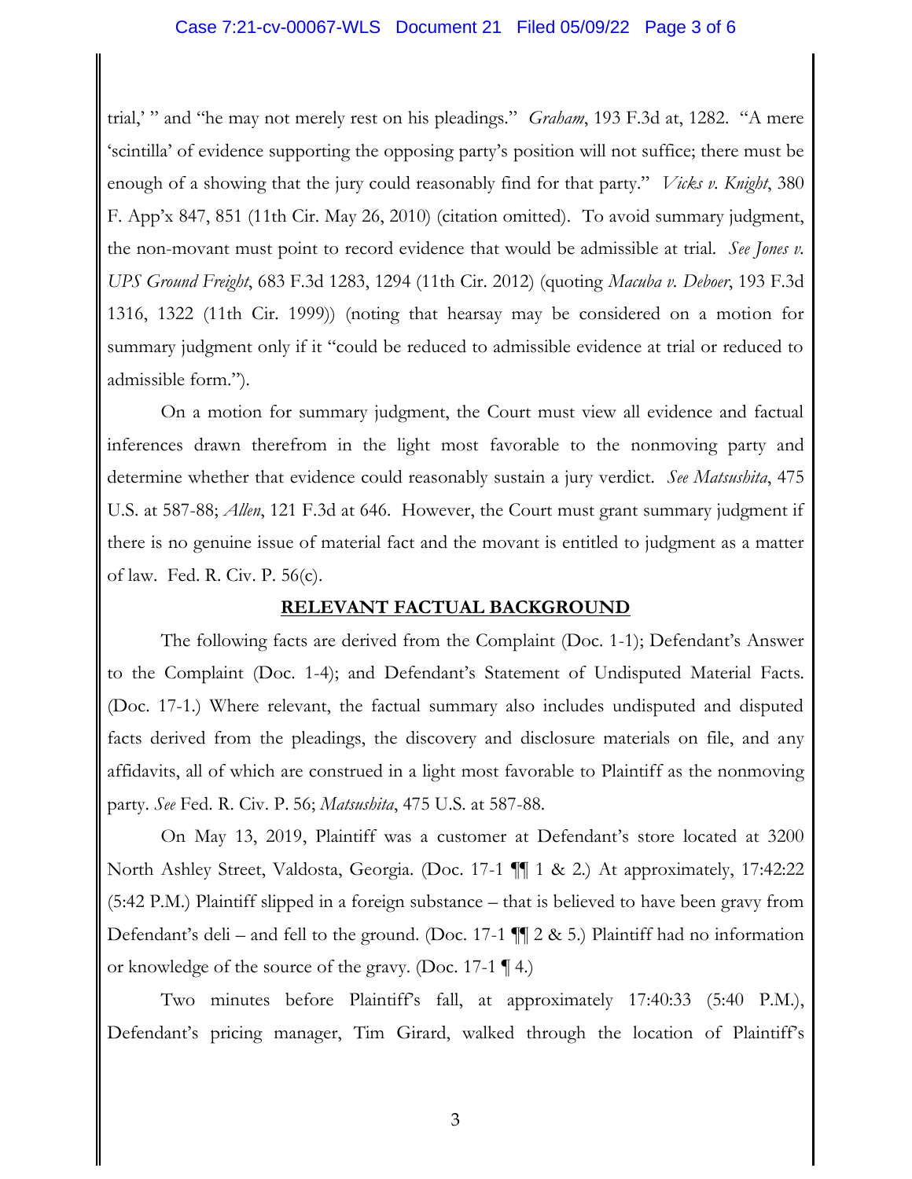trial,' " and "he may not merely rest on his pleadings." *Graham*, 193 F.3d at, 1282. "A mere 'scintilla' of evidence supporting the opposing party's position will not suffice; there must be enough of a showing that the jury could reasonably find for that party." *Vicks v. Knight*, 380 F. App'x 847, 851 (11th Cir. May 26, 2010) (citation omitted). To avoid summary judgment, the non-movant must point to record evidence that would be admissible at trial. *See Jones v. UPS Ground Freight*, 683 F.3d 1283, 1294 (11th Cir. 2012) (quoting *Macuba v. Deboer*, 193 F.3d 1316, 1322 (11th Cir. 1999)) (noting that hearsay may be considered on a motion for summary judgment only if it "could be reduced to admissible evidence at trial or reduced to admissible form.").

On a motion for summary judgment, the Court must view all evidence and factual inferences drawn therefrom in the light most favorable to the nonmoving party and determine whether that evidence could reasonably sustain a jury verdict. *See Matsushita*, 475 U.S. at 587-88; *Allen*, 121 F.3d at 646. However, the Court must grant summary judgment if there is no genuine issue of material fact and the movant is entitled to judgment as a matter of law. Fed. R. Civ. P. 56(c).

## RELEVANT FACTUAL BACKGROUND

The following facts are derived from the Complaint (Doc. 1-1); Defendant's Answer to the Complaint (Doc. 1-4); and Defendant's Statement of Undisputed Material Facts. (Doc. 17-1.) Where relevant, the factual summary also includes undisputed and disputed facts derived from the pleadings, the discovery and disclosure materials on file, and any affidavits, all of which are construed in a light most favorable to Plaintiff as the nonmoving party. *See* Fed. R. Civ. P. 56; *Matsushita*, 475 U.S. at 587-88.

On May 13, 2019, Plaintiff was a customer at Defendant's store located at 3200 North Ashley Street, Valdosta, Georgia. (Doc. 17-1 ¶¶ 1 & 2.) At approximately, 17:42:22 (5:42 P.M.) Plaintiff slipped in a foreign substance – that is believed to have been gravy from Defendant's deli – and fell to the ground. (Doc. 17-1 ¶¶ 2 & 5.) Plaintiff had no information or knowledge of the source of the gravy. (Doc. 17-1 ¶ 4.)

Two minutes before Plaintiff's fall, at approximately 17:40:33 (5:40 P.M.), Defendant's pricing manager, Tim Girard, walked through the location of Plaintiff's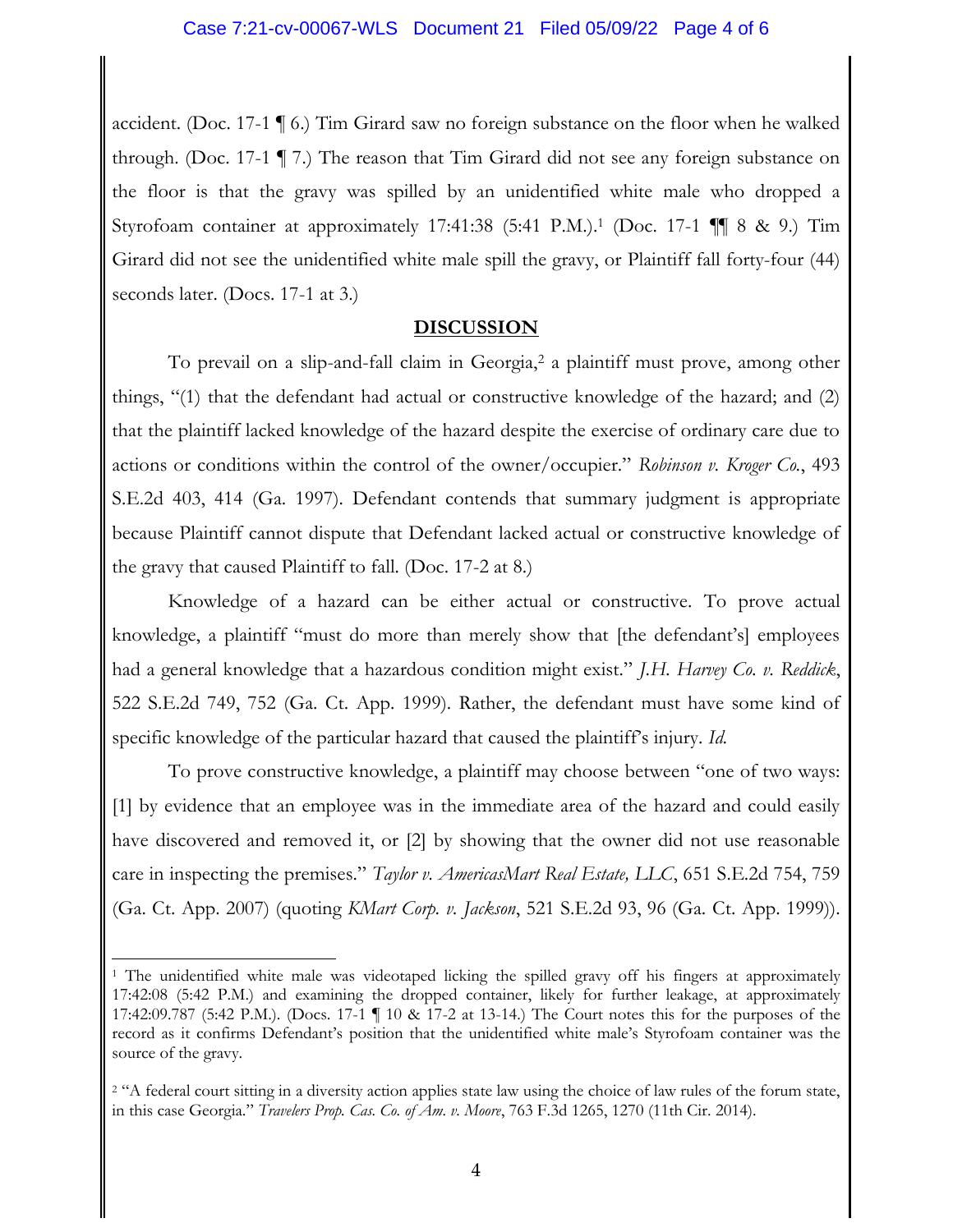accident. (Doc. 17-1 ¶ 6.) Tim Girard saw no foreign substance on the floor when he walked through. (Doc. 17-1 ¶ 7.) The reason that Tim Girard did not see any foreign substance on the floor is that the gravy was spilled by an unidentified white male who dropped a Styrofoam container at approximately 17:41:38 (5:41 P.M.).[1] (Doc. 17-1 ¶¶ 8 & 9.) Tim Girard did not see the unidentified white male spill the gravy, or Plaintiff fall forty-four (44) seconds later. (Docs. 17-1 at 3.)

## DISCUSSION

To prevail on a slip-and-fall claim in Georgia,[2] a plaintiff must prove, among other things, "(1) that the defendant had actual or constructive knowledge of the hazard; and (2) that the plaintiff lacked knowledge of the hazard despite the exercise of ordinary care due to actions or conditions within the control of the owner/occupier." *Robinson v. Kroger Co.*, 493 S.E.2d 403, 414 (Ga. 1997). Defendant contends that summary judgment is appropriate because Plaintiff cannot dispute that Defendant lacked actual or constructive knowledge of the gravy that caused Plaintiff to fall. (Doc. 17-2 at 8.)

Knowledge of a hazard can be either actual or constructive. To prove actual knowledge, a plaintiff "must do more than merely show that [the defendant's] employees had a general knowledge that a hazardous condition might exist." *J.H. Harvey Co. v. Reddick*, 522 S.E.2d 749, 752 (Ga. Ct. App. 1999). Rather, the defendant must have some kind of specific knowledge of the particular hazard that caused the plaintiff's injury. *Id.*

To prove constructive knowledge, a plaintiff may choose between "one of two ways: [1] by evidence that an employee was in the immediate area of the hazard and could easily have discovered and removed it, or [2] by showing that the owner did not use reasonable care in inspecting the premises." *Taylor v. AmericasMart Real Estate, LLC*, 651 S.E.2d 754, 759 (Ga. Ct. App. 2007) (quoting *KMart Corp. v. Jackson*, 521 S.E.2d 93, 96 (Ga. Ct. App. 1999)).

---

[1] The unidentified white male was videotaped licking the spilled gravy off his fingers at approximately 17:42:08 (5:42 P.M.) and examining the dropped container, likely for further leakage, at approximately 17:42:09.787 (5:42 P.M.). (Docs. 17-1 ¶ 10 & 17-2 at 13-14.) The Court notes this for the purposes of the record as it confirms Defendant's position that the unidentified white male's Styrofoam container was the source of the gravy.

[2] "A federal court sitting in a diversity action applies state law using the choice of law rules of the forum state, in this case Georgia." *Travelers Prop. Cas. Co. of Am. v. Moore*, 763 F.3d 1265, 1270 (11th Cir. 2014).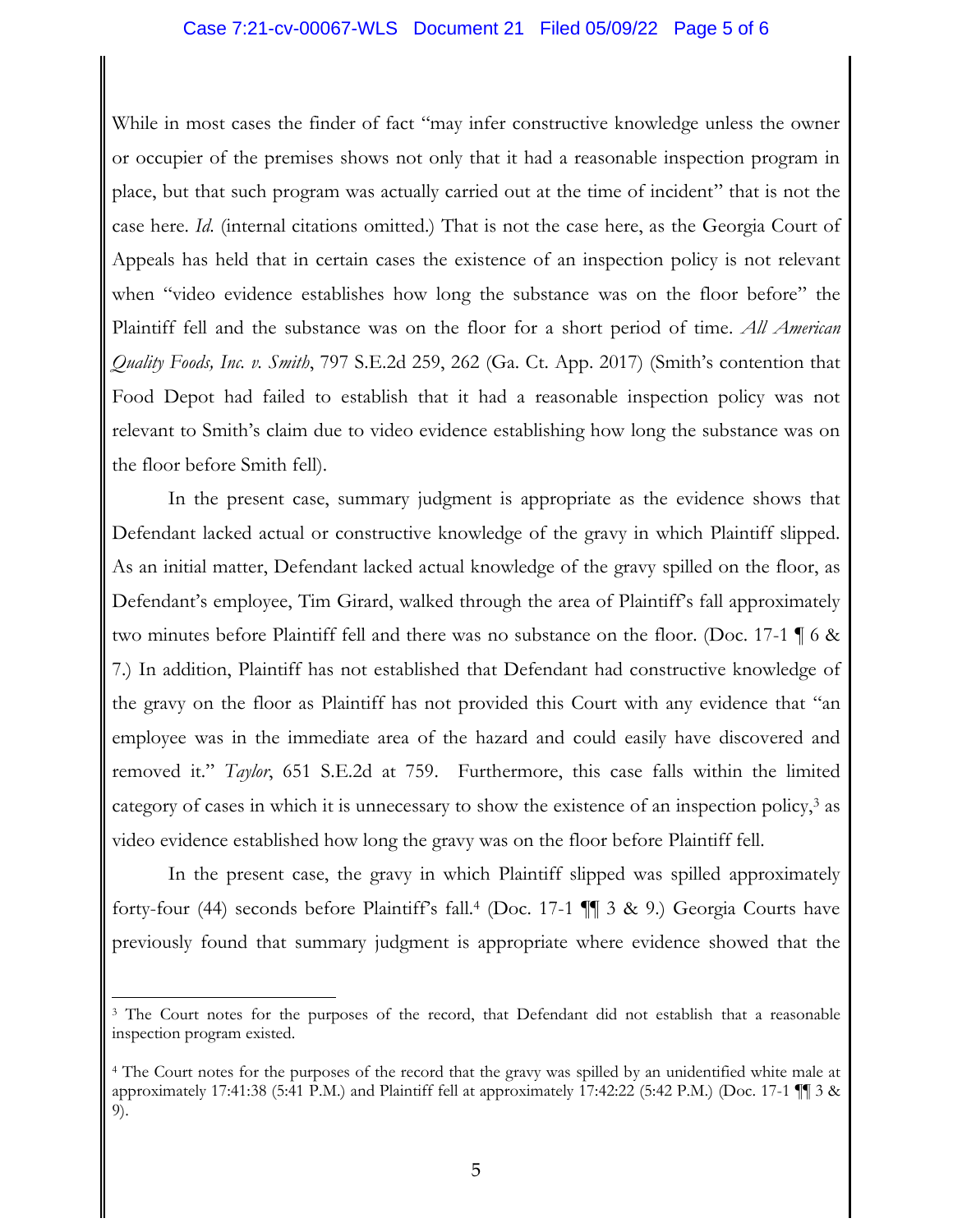While in most cases the finder of fact "may infer constructive knowledge unless the owner or occupier of the premises shows not only that it had a reasonable inspection program in place, but that such program was actually carried out at the time of incident" that is not the case here. *Id.* (internal citations omitted.) That is not the case here, as the Georgia Court of Appeals has held that in certain cases the existence of an inspection policy is not relevant when "video evidence establishes how long the substance was on the floor before" the Plaintiff fell and the substance was on the floor for a short period of time. *All American Quality Foods, Inc. v. Smith*, 797 S.E.2d 259, 262 (Ga. Ct. App. 2017) (Smith's contention that Food Depot had failed to establish that it had a reasonable inspection policy was not relevant to Smith's claim due to video evidence establishing how long the substance was on the floor before Smith fell).

In the present case, summary judgment is appropriate as the evidence shows that Defendant lacked actual or constructive knowledge of the gravy in which Plaintiff slipped. As an initial matter, Defendant lacked actual knowledge of the gravy spilled on the floor, as Defendant's employee, Tim Girard, walked through the area of Plaintiff's fall approximately two minutes before Plaintiff fell and there was no substance on the floor. (Doc. 17-1 ¶ 6 & 7.) In addition, Plaintiff has not established that Defendant had constructive knowledge of the gravy on the floor as Plaintiff has not provided this Court with any evidence that "an employee was in the immediate area of the hazard and could easily have discovered and removed it." *Taylor*, 651 S.E.2d at 759. Furthermore, this case falls within the limited category of cases in which it is unnecessary to show the existence of an inspection policy,[3] as video evidence established how long the gravy was on the floor before Plaintiff fell.

In the present case, the gravy in which Plaintiff slipped was spilled approximately forty-four (44) seconds before Plaintiff's fall.[4] (Doc. 17-1 ¶¶ 3 & 9.) Georgia Courts have previously found that summary judgment is appropriate where evidence showed that the

---

[3] The Court notes for the purposes of the record, that Defendant did not establish that a reasonable inspection program existed.

[4] The Court notes for the purposes of the record that the gravy was spilled by an unidentified white male at approximately 17:41:38 (5:41 P.M.) and Plaintiff fell at approximately 17:42:22 (5:42 P.M.) (Doc. 17-1 ¶¶ 3 & 9).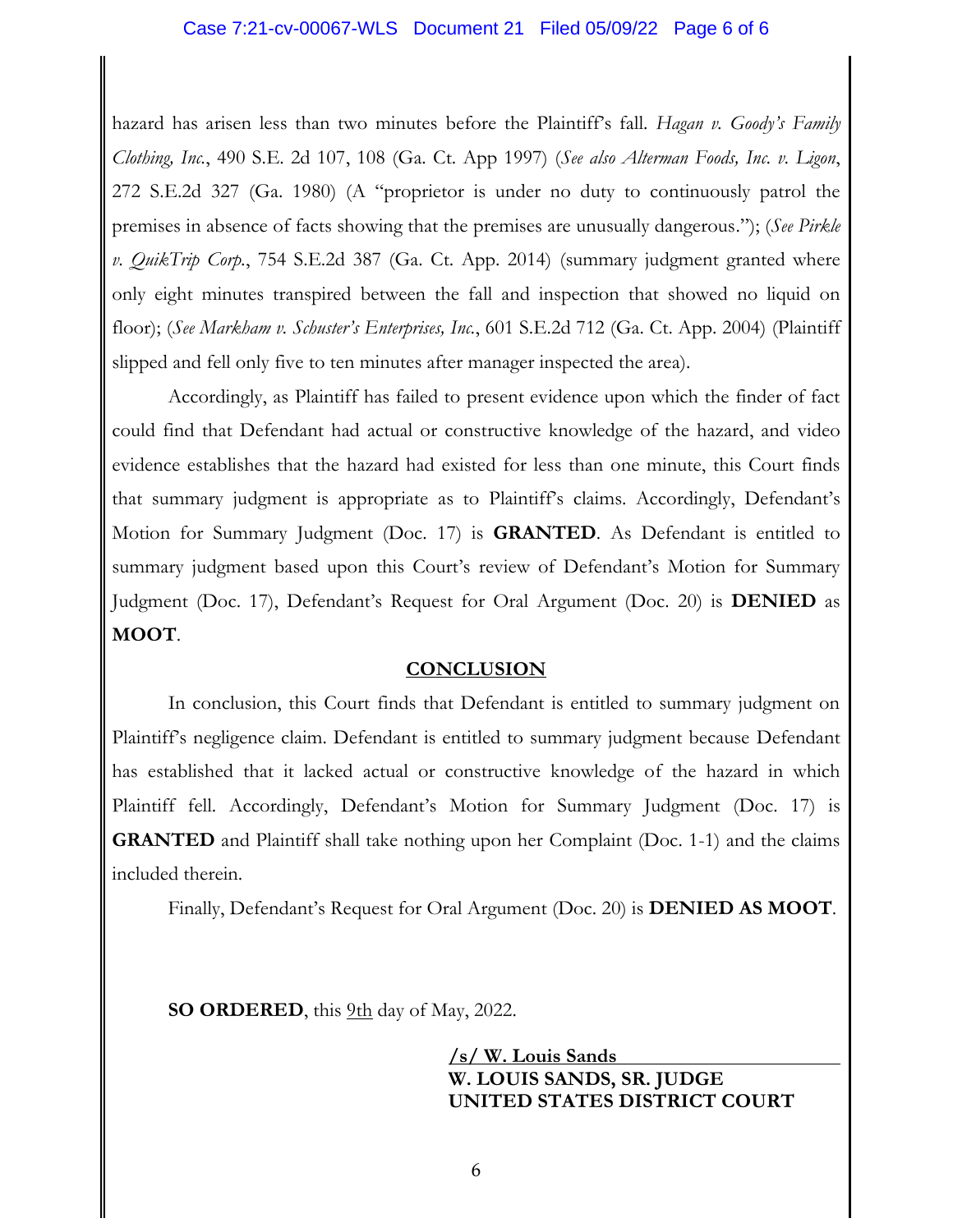hazard has arisen less than two minutes before the Plaintiff's fall. *Hagan v. Goody's Family Clothing, Inc.*, 490 S.E. 2d 107, 108 (Ga. Ct. App 1997) (*See also Alterman Foods, Inc. v. Ligon*, 272 S.E.2d 327 (Ga. 1980) (A "proprietor is under no duty to continuously patrol the premises in absence of facts showing that the premises are unusually dangerous."); (*See Pirkle v. QuikTrip Corp.*, 754 S.E.2d 387 (Ga. Ct. App. 2014) (summary judgment granted where only eight minutes transpired between the fall and inspection that showed no liquid on floor); (*See Markham v. Schuster's Enterprises, Inc.*, 601 S.E.2d 712 (Ga. Ct. App. 2004) (Plaintiff slipped and fell only five to ten minutes after manager inspected the area).

Accordingly, as Plaintiff has failed to present evidence upon which the finder of fact could find that Defendant had actual or constructive knowledge of the hazard, and video evidence establishes that the hazard had existed for less than one minute, this Court finds that summary judgment is appropriate as to Plaintiff's claims. Accordingly, Defendant's Motion for Summary Judgment (Doc. 17) is **GRANTED**. As Defendant is entitled to summary judgment based upon this Court's review of Defendant's Motion for Summary Judgment (Doc. 17), Defendant's Request for Oral Argument (Doc. 20) is **DENIED** as **MOOT**.

## CONCLUSION

In conclusion, this Court finds that Defendant is entitled to summary judgment on Plaintiff's negligence claim. Defendant is entitled to summary judgment because Defendant has established that it lacked actual or constructive knowledge of the hazard in which Plaintiff fell. Accordingly, Defendant's Motion for Summary Judgment (Doc. 17) is **GRANTED** and Plaintiff shall take nothing upon her Complaint (Doc. 1-1) and the claims included therein.

Finally, Defendant's Request for Oral Argument (Doc. 20) is **DENIED AS MOOT**.

**SO ORDERED**, this 9th day of May, 2022.

**/s/ W. Louis Sands**
**W. LOUIS SANDS, SR. JUDGE**
**UNITED STATES DISTRICT COURT**